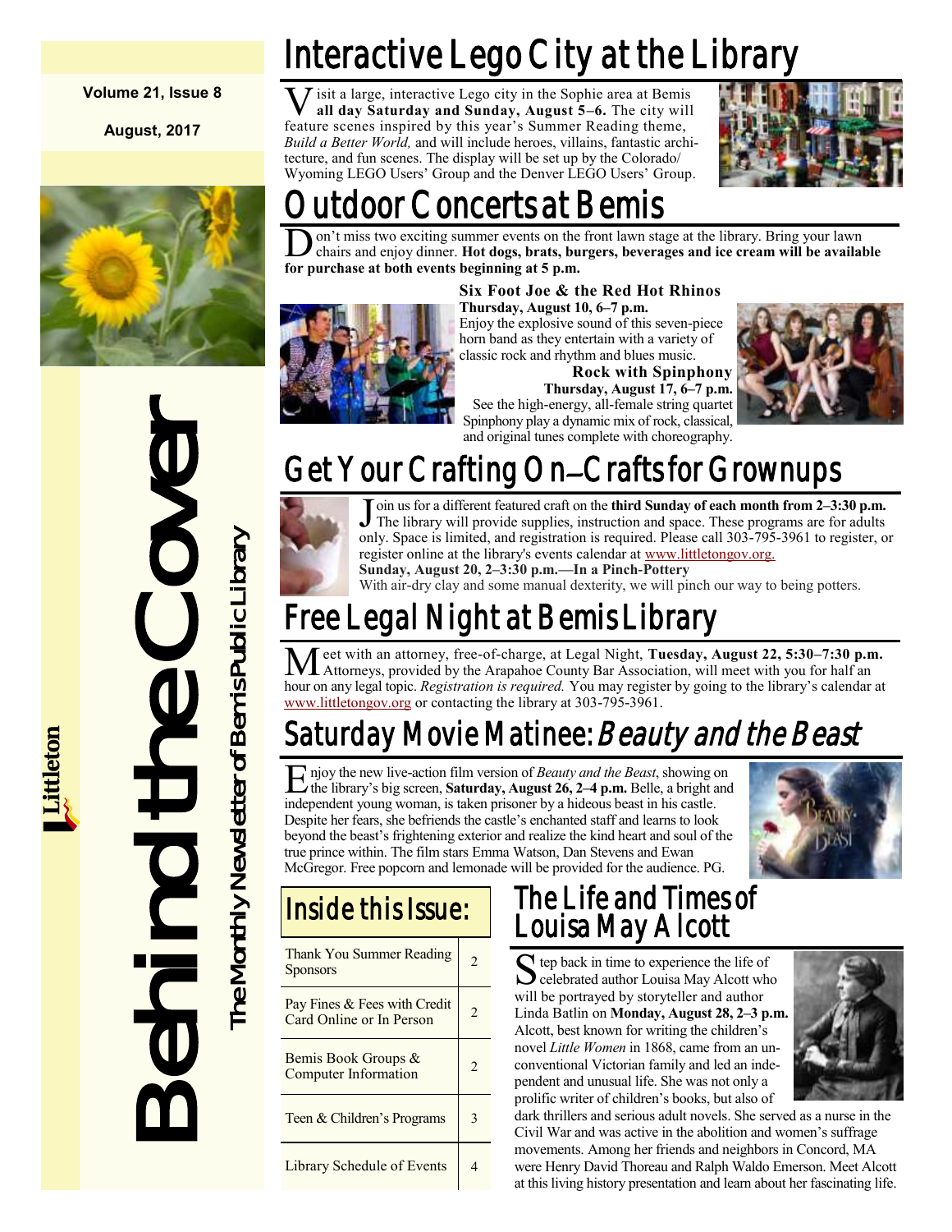**Volume 21, Issue 8**

**August, 2017**

# Behind the Cover

*The Monthly Newsletter of Bemis Public Library*

Littleton

## Interactive Lego City at the Library

Visit a large, interactive Lego city in the Sophie area at Bemis **all day Saturday and Sunday, August 5–6.** The city will feature scenes inspired by this year's Summer Reading theme, *Build a Better World,* and will include heroes, villains, fantastic architecture, and fun scenes. The display will be set up by the Colorado/ Wyoming LEGO Users' Group and the Denver LEGO Users' Group.

## Outdoor Concerts at Bemis

Don't miss two exciting summer events on the front lawn stage at the library. Bring your lawn chairs and enjoy dinner. **Hot dogs, brats, burgers, beverages and ice cream will be available for purchase at both events beginning at 5 p.m.**

**Six Foot Joe & the Red Hot Rhinos**
**Thursday, August 10, 6–7 p.m.**
Enjoy the explosive sound of this seven-piece horn band as they entertain with a variety of classic rock and rhythm and blues music.

**Rock with Spinphony**
**Thursday, August 17, 6–7 p.m.**
See the high-energy, all-female string quartet Spinphony play a dynamic mix of rock, classical, and original tunes complete with choreography.

## Get Your Crafting On—Crafts for Grownups

Join us for a different featured craft on the **third Sunday of each month from 2–3:30 p.m.** The library will provide supplies, instruction and space. These programs are for adults only. Space is limited, and registration is required. Please call 303-795-3961 to register, or register online at the library's events calendar at www.littletongov.org.

**Sunday, August 20, 2–3:30 p.m.—In a Pinch-Pottery**
With air-dry clay and some manual dexterity, we will pinch our way to being potters.

## Free Legal Night at Bemis Library

Meet with an attorney, free-of-charge, at Legal Night, **Tuesday, August 22, 5:30–7:30 p.m.** Attorneys, provided by the Arapahoe County Bar Association, will meet with you for half an hour on any legal topic. *Registration is required.* You may register by going to the library's calendar at www.littletongov.org or contacting the library at 303-795-3961.

## Saturday Movie Matinee: *Beauty and the Beast*

Enjoy the new live-action film version of *Beauty and the Beast*, showing on the library's big screen, **Saturday, August 26, 2–4 p.m.** Belle, a bright and independent young woman, is taken prisoner by a hideous beast in his castle. Despite her fears, she befriends the castle's enchanted staff and learns to look beyond the beast's frightening exterior and realize the kind heart and soul of the true prince within. The film stars Emma Watson, Dan Stevens and Ewan McGregor. Free popcorn and lemonade will be provided for the audience. PG.

## Inside this Issue:

| | |
|---|---|
| Thank You Summer Reading Sponsors | 2 |
| Pay Fines & Fees with Credit Card Online or In Person | 2 |
| Bemis Book Groups & Computer Information | 2 |
| Teen & Children's Programs | 3 |
| Library Schedule of Events | 4 |

## The Life and Times of Louisa May Alcott

Step back in time to experience the life of celebrated author Louisa May Alcott who will be portrayed by storyteller and author Linda Batlin on **Monday, August 28, 2–3 p.m.** Alcott, best known for writing the children's novel *Little Women* in 1868, came from an unconventional Victorian family and led an independent and unusual life. She was not only a prolific writer of children's books, but also of dark thrillers and serious adult novels. She served as a nurse in the Civil War and was active in the abolition and women's suffrage movements. Among her friends and neighbors in Concord, MA were Henry David Thoreau and Ralph Waldo Emerson. Meet Alcott at this living history presentation and learn about her fascinating life.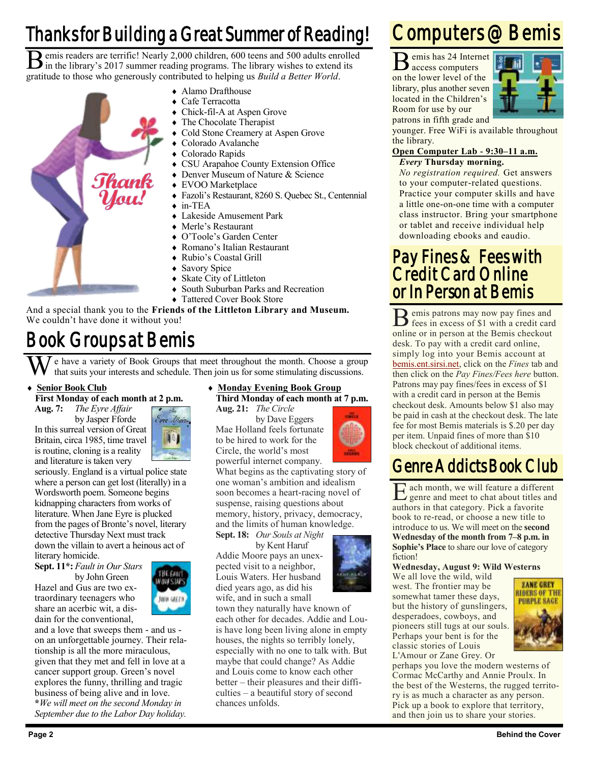# Thanks for Building a Great Summer of Reading!

Bemis readers are terrific! Nearly 2,000 children, 600 teens and 500 adults enrolled in the library's 2017 summer reading programs. The library wishes to extend its gratitude to those who generously contributed to helping us *Build a Better World*.

- Alamo Drafthouse
- Cafe Terracotta
- Chick-fil-A at Aspen Grove
- The Chocolate Therapist
- Cold Stone Creamery at Aspen Grove
- Colorado Avalanche
- Colorado Rapids
- CSU Arapahoe County Extension Office
- Denver Museum of Nature & Science
- EVOO Marketplace
- Fazoli's Restaurant, 8260 S. Quebec St., Centennial
- in-TEA
- Lakeside Amusement Park
- Merle's Restaurant
- O'Toole's Garden Center
- Romano's Italian Restaurant
- Rubio's Coastal Grill
- Savory Spice
- Skate City of Littleton
- South Suburban Parks and Recreation
- Tattered Cover Book Store

And a special thank you to the **Friends of the Littleton Library and Museum.** We couldn't have done it without you!

# Book Groups at Bemis

We have a variety of Book Groups that meet throughout the month. Choose a group that suits your interests and schedule. Then join us for some stimulating discussions.

- **Senior Book Club**

**First Monday of each month at 2 p.m.**

**Aug. 7:** *The Eyre Affair* by Jasper Fforde

In this surreal version of Great Britain, circa 1985, time travel is routine, cloning is a reality and literature is taken very seriously. England is a virtual police state where a person can get lost (literally) in a Wordsworth poem. Someone begins kidnapping characters from works of literature. When Jane Eyre is plucked from the pages of Bronte's novel, literary detective Thursday Next must track down the villain to avert a heinous act of literary homicide.

**Sept. 11*:** *Fault in Our Stars* by John Green

Hazel and Gus are two extraordinary teenagers who share an acerbic wit, a disdain for the conventional, and a love that sweeps them - and us - on an unforgettable journey. Their relationship is all the more miraculous, given that they met and fell in love at a cancer support group. Green's novel explores the funny, thrilling and tragic business of being alive and in love.

**\****We will meet on the second Monday in September due to the Labor Day holiday.*

- **Monday Evening Book Group**

**Third Monday of each month at 7 p.m.**

**Aug. 21:** *The Circle* by Dave Eggers

Mae Holland feels fortunate to be hired to work for the Circle, the world's most powerful internet company. What begins as the captivating story of one woman's ambition and idealism soon becomes a heart-racing novel of suspense, raising questions about memory, history, privacy, democracy, and the limits of human knowledge.

**Sept. 18:** *Our Souls at Night* by Kent Haruf

Addie Moore pays an unexpected visit to a neighbor, Louis Waters. Her husband died years ago, as did his wife, and in such a small town they naturally have known of each other for decades. Addie and Louis have long been living alone in empty houses, the nights so terribly lonely, especially with no one to talk with. But maybe that could change? As Addie and Louis come to know each other better – their pleasures and their difficulties – a beautiful story of second chances unfolds.

# Computers @ Bemis

Bemis has 24 Internet access computers on the lower level of the library, plus another seven located in the Children's Room for use by our patrons in fifth grade and younger. Free WiFi is available throughout the library.

**Open Computer Lab - 9:30–11 a.m.**
***Every* Thursday morning.**

*No registration required.* Get answers to your computer-related questions. Practice your computer skills and have a little one-on-one time with a computer class instructor. Bring your smartphone or tablet and receive individual help downloading ebooks and eaudio.

# Pay Fines & Fees with Credit Card Online or In Person at Bemis

Bemis patrons may now pay fines and fees in excess of $1 with a credit card online or in person at the Bemis checkout desk. To pay with a credit card online, simply log into your Bemis account at bemis.ent.sirsi.net, click on the *Fines* tab and then click on the *Pay Fines/Fees here* button. Patrons may pay fines/fees in excess of $1 with a credit card in person at the Bemis checkout desk. Amounts below $1 also may be paid in cash at the checkout desk. The late fee for most Bemis materials is $.20 per day per item. Unpaid fines of more than $10 block checkout of additional items.

# Genre Addicts Book Club

Each month, we will feature a different genre and meet to chat about titles and authors in that category. Pick a favorite book to re-read, or choose a new title to introduce to us. We will meet on the **second Wednesday of the month from 7–8 p.m. in Sophie's Place** to share our love of category fiction!

**Wednesday, August 9: Wild Westerns**

We all love the wild, wild west. The frontier may be somewhat tamer these days, but the history of gunslingers, desperadoes, cowboys, and pioneers still tugs at our souls. Perhaps your bent is for the classic stories of Louis L'Amour or Zane Grey. Or perhaps you love the modern westerns of Cormac McCarthy and Annie Proulx. In the best of the Westerns, the rugged territory is as much a character as any person. Pick up a book to explore that territory, and then join us to share your stories.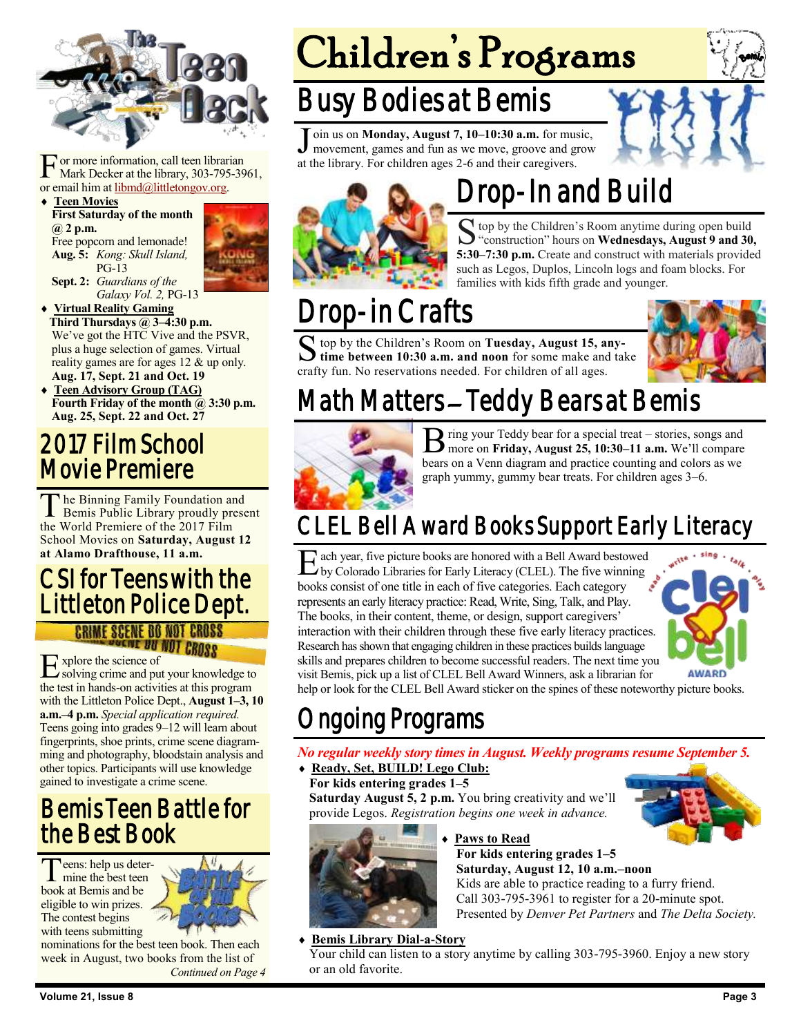For more information, call teen librarian Mark Decker at the library, 303-795-3961, or email him at libmd@littletongov.org.

- **Teen Movies**
  **First Saturday of the month @ 2 p.m.**
  Free popcorn and lemonade!
  **Aug. 5:** *Kong: Skull Island,* PG-13
  **Sept. 2:** *Guardians of the Galaxy Vol. 2,* PG-13
- **Virtual Reality Gaming**
  **Third Thursdays @ 3–4:30 p.m.**
  We've got the HTC Vive and the PSVR, plus a huge selection of games. Virtual reality games are for ages 12 & up only.
  **Aug. 17, Sept. 21 and Oct. 19**
- **Teen Advisory Group (TAG)**
  **Fourth Friday of the month @ 3:30 p.m.**
  **Aug. 25, Sept. 22 and Oct. 27**

## 2017 Film School Movie Premiere

The Binning Family Foundation and Bemis Public Library proudly present the World Premiere of the 2017 Film School Movies on **Saturday, August 12 at Alamo Drafthouse, 11 a.m.**

## CSI for Teens with the Littleton Police Dept.

Explore the science of solving crime and put your knowledge to the test in hands-on activities at this program with the Littleton Police Dept., **August 1–3, 10 a.m.–4 p.m.** *Special application required.* Teens going into grades 9–12 will learn about fingerprints, shoe prints, crime scene diagramming and photography, bloodstain analysis and other topics. Participants will use knowledge gained to investigate a crime scene.

## Bemis Teen Battle for the Best Book

Teens: help us determine the best teen book at Bemis and be eligible to win prizes. The contest begins with teens submitting nominations for the best teen book. Then each week in August, two books from the list of

*Continued on Page 4*

# Children's Programs

## Busy Bodies at Bemis

Join us on **Monday, August 7, 10–10:30 a.m.** for music, movement, games and fun as we move, groove and grow at the library. For children ages 2-6 and their caregivers.

## Drop-In and Build

Stop by the Children's Room anytime during open build "construction" hours on **Wednesdays, August 9 and 30, 5:30–7:30 p.m.** Create and construct with materials provided such as Legos, Duplos, Lincoln logs and foam blocks. For families with kids fifth grade and younger.

## Drop-in Crafts

Stop by the Children's Room on **Tuesday, August 15, any-time between 10:30 a.m. and noon** for some make and take crafty fun. No reservations needed. For children of all ages.

## Math Matters – Teddy Bears at Bemis

Bring your Teddy bear for a special treat – stories, songs and more on **Friday, August 25, 10:30–11 a.m.** We'll compare bears on a Venn diagram and practice counting and colors as we graph yummy, gummy bear treats. For children ages 3–6.

## CLEL Bell Award Books Support Early Literacy

Each year, five picture books are honored with a Bell Award bestowed by Colorado Libraries for Early Literacy (CLEL). The five winning books consist of one title in each of five categories. Each category represents an early literacy practice: Read, Write, Sing, Talk, and Play. The books, in their content, theme, or design, support caregivers' interaction with their children through these five early literacy practices. Research has shown that engaging children in these practices builds language skills and prepares children to become successful readers. The next time you visit Bemis, pick up a list of CLEL Bell Award Winners, ask a librarian for help or look for the CLEL Bell Award sticker on the spines of these noteworthy picture books.

## Ongoing Programs

*No regular weekly story times in August. Weekly programs resume September 5.*

- **Ready, Set, BUILD! Lego Club:**
  **For kids entering grades 1–5**
  **Saturday, August 5, 2 p.m.** You bring creativity and we'll provide Legos. *Registration begins one week in advance.*
- **Paws to Read**
  **For kids entering grades 1–5**
  **Saturday, August 12, 10 a.m.–noon**
  Kids are able to practice reading to a furry friend. Call 303-795-3961 to register for a 20-minute spot. Presented by *Denver Pet Partners* and *The Delta Society.*
- **Bemis Library Dial-a-Story**
  Your child can listen to a story anytime by calling 303-795-3960. Enjoy a new story or an old favorite.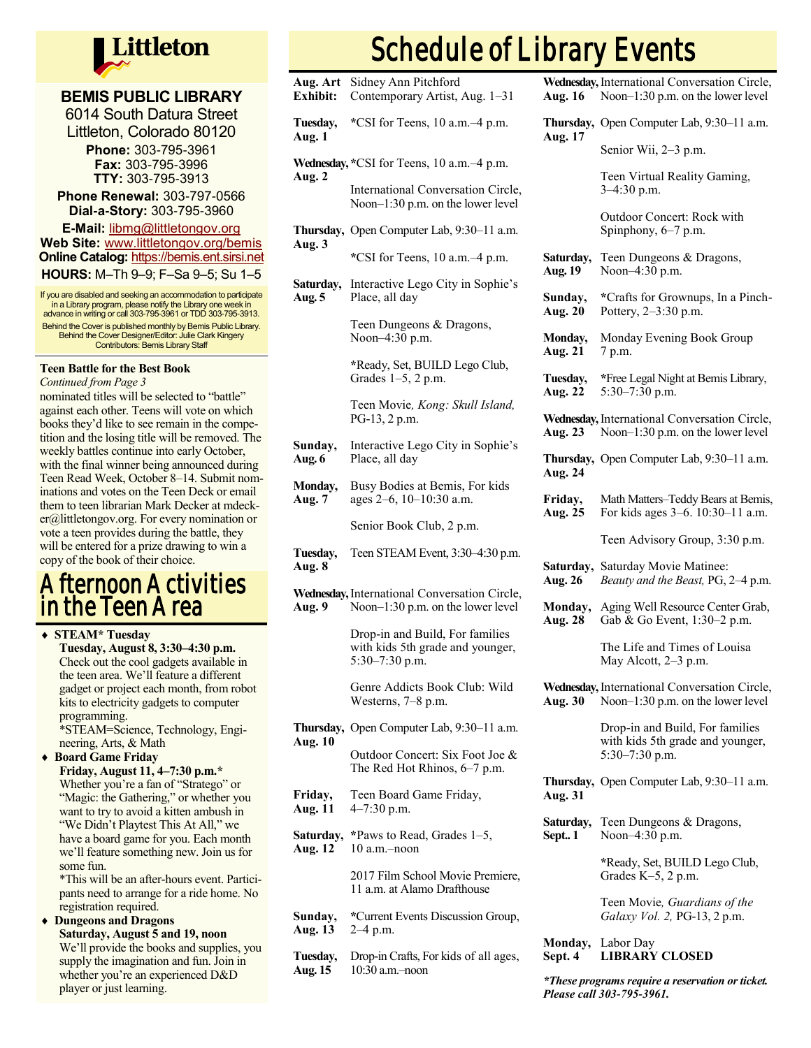Littleton

## BEMIS PUBLIC LIBRARY

6014 South Datura Street
Littleton, Colorado 80120

**Phone:** 303-795-3961
**Fax:** 303-795-3996
**TTY:** 303-795-3913

**Phone Renewal:** 303-797-0566
**Dial-a-Story:** 303-795-3960

**E-Mail:** libmg@littletongov.org
**Web Site:** www.littletongov.org/bemis
**Online Catalog:** https://bemis.ent.sirsi.net
**HOURS:** M–Th 9–9; F–Sa 9–5; Su 1–5

If you are disabled and seeking an accommodation to participate in a Library program, please notify the Library one week in advance in writing or call 303-795-3961 or TDD 303-795-3913.

Behind the Cover is published monthly by Bemis Public Library. Behind the Cover Designer/Editor: Julie Clark Kingery Contributors: Bemis Library Staff

### Teen Battle for the Best Book

*Continued from Page 3*

nominated titles will be selected to "battle" against each other. Teens will vote on which books they'd like to see remain in the competition and the losing title will be removed. The weekly battles continue into early October, with the final winner being announced during Teen Read Week, October 8–14. Submit nominations and votes on the Teen Deck or email them to teen librarian Mark Decker at mdecker@littletongov.org. For every nomination or vote a teen provides during the battle, they will be entered for a prize drawing to win a copy of the book of their choice.

## Afternoon Activities in the Teen Area

- **STEAM* Tuesday**
  **Tuesday, August 8, 3:30–4:30 p.m.**
  Check out the cool gadgets available in the teen area. We'll feature a different gadget or project each month, from robot kits to electricity gadgets to computer programming.
  *STEAM=Science, Technology, Engineering, Arts, & Math
- **Board Game Friday**
  **Friday, August 11, 4–7:30 p.m.***
  Whether you're a fan of "Stratego" or "Magic: the Gathering," or whether you want to try to avoid a kitten ambush in "We Didn't Playtest This At All," we have a board game for you. Each month we'll feature something new. Join us for some fun.
  *This will be an after-hours event. Participants need to arrange for a ride home. No registration required.
- **Dungeons and Dragons**
  **Saturday, August 5 and 19, noon**
  We'll provide the books and supplies, you supply the imagination and fun. Join in whether you're an experienced D&D player or just learning.

# Schedule of Library Events

**Aug. Art Exhibit:** Sidney Ann Pitchford Contemporary Artist, Aug. 1–31

**Tuesday, Aug. 1**
- *CSI for Teens, 10 a.m.–4 p.m.

**Wednesday, Aug. 2**
- *CSI for Teens, 10 a.m.–4 p.m.
- International Conversation Circle, Noon–1:30 p.m. on the lower level

**Thursday, Aug. 3**
- Open Computer Lab, 9:30–11 a.m.
- *CSI for Teens, 10 a.m.–4 p.m.

**Saturday, Aug. 5**
- Interactive Lego City in Sophie's Place, all day
- Teen Dungeons & Dragons, Noon–4:30 p.m.
- *Ready, Set, BUILD Lego Club, Grades 1–5, 2 p.m.
- Teen Movie, *Kong: Skull Island,* PG-13, 2 p.m.

**Sunday, Aug. 6**
- Interactive Lego City in Sophie's Place, all day

**Monday, Aug. 7**
- Busy Bodies at Bemis, For kids ages 2–6, 10–10:30 a.m.
- Senior Book Club, 2 p.m.

**Tuesday, Aug. 8**
- Teen STEAM Event, 3:30–4:30 p.m.

**Wednesday, Aug. 9**
- International Conversation Circle, Noon–1:30 p.m. on the lower level
- Drop-in and Build, For families with kids 5th grade and younger, 5:30–7:30 p.m.
- Genre Addicts Book Club: Wild Westerns, 7–8 p.m.

**Thursday, Aug. 10**
- Open Computer Lab, 9:30–11 a.m.
- Outdoor Concert: Six Foot Joe & The Red Hot Rhinos, 6–7 p.m.

**Friday, Aug. 11**
- Teen Board Game Friday, 4–7:30 p.m.

**Saturday, Aug. 12**
- *Paws to Read, Grades 1–5, 10 a.m.–noon
- 2017 Film School Movie Premiere, 11 a.m. at Alamo Drafthouse

**Sunday, Aug. 13**
- *Current Events Discussion Group, 2–4 p.m.

**Tuesday, Aug. 15**
- Drop-in Crafts, For kids of all ages, 10:30 a.m.–noon

**Wednesday, Aug. 16**
- International Conversation Circle, Noon–1:30 p.m. on the lower level

**Thursday, Aug. 17**
- Open Computer Lab, 9:30–11 a.m.
- Senior Wii, 2–3 p.m.
- Teen Virtual Reality Gaming, 3–4:30 p.m.
- Outdoor Concert: Rock with Spinphony, 6–7 p.m.

**Saturday, Aug. 19**
- Teen Dungeons & Dragons, Noon–4:30 p.m.

**Sunday, Aug. 20**
- *Crafts for Grownups, In a Pinch-Pottery, 2–3:30 p.m.

**Monday, Aug. 21**
- Monday Evening Book Group 7 p.m.

**Tuesday, Aug. 22**
- *Free Legal Night at Bemis Library, 5:30–7:30 p.m.

**Wednesday, Aug. 23**
- International Conversation Circle, Noon–1:30 p.m. on the lower level

**Thursday, Aug. 24**
- Open Computer Lab, 9:30–11 a.m.

**Friday, Aug. 25**
- Math Matters–Teddy Bears at Bemis, For kids ages 3–6. 10:30–11 a.m.
- Teen Advisory Group, 3:30 p.m.

**Saturday, Aug. 26**
- Saturday Movie Matinee: *Beauty and the Beast,* PG, 2–4 p.m.

**Monday, Aug. 28**
- Aging Well Resource Center Grab, Gab & Go Event, 1:30–2 p.m.
- The Life and Times of Louisa May Alcott, 2–3 p.m.

**Wednesday, Aug. 30**
- International Conversation Circle, Noon–1:30 p.m. on the lower level
- Drop-in and Build, For families with kids 5th grade and younger, 5:30–7:30 p.m.

**Thursday, Aug. 31**
- Open Computer Lab, 9:30–11 a.m.

**Saturday, Sept.. 1**
- Teen Dungeons & Dragons, Noon–4:30 p.m.
- *Ready, Set, BUILD Lego Club, Grades K–5, 2 p.m.
- Teen Movie, *Guardians of the Galaxy Vol. 2,* PG-13, 2 p.m.

**Monday, Sept. 4**
- Labor Day **LIBRARY CLOSED**

***These programs require a reservation or ticket. Please call 303-795-3961.***